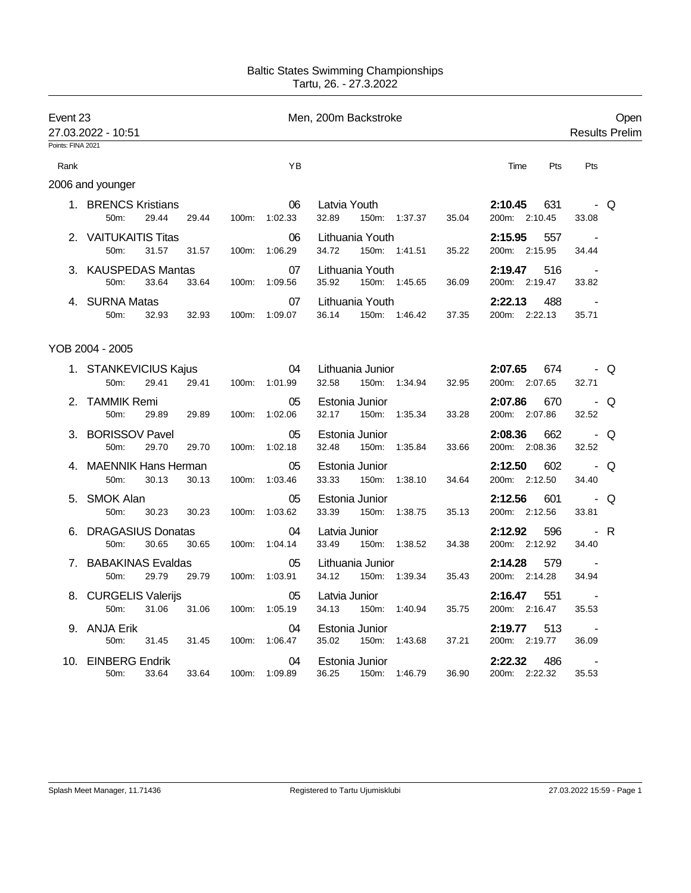Baltic States Swimming Championships
Tartu, 26. - 27.3.2022

**Event 23** — Men, 200m Backstroke — Open

27.03.2022 - 10:51 — Results Prelim

Points: FINA 2021

## 2006 and younger

| Rank | Name | YB | Club | 50m | 100m | 150m | Time | Pts | Pts | |
|---|---|---|---|---|---|---|---|---|---|---|
| 1. | BRENCS Kristians | 06 | Latvia Youth | 29.44 (29.44) | 1:02.33 (32.89) | 1:37.37 (35.04) | **2:10.45** (33.08) | 631 | - | Q |
| 2. | VAITUKAITIS Titas | 06 | Lithuania Youth | 31.57 (31.57) | 1:06.29 (34.72) | 1:41.51 (35.22) | **2:15.95** (34.44) | 557 | - | |
| 3. | KAUSPEDAS Mantas | 07 | Lithuania Youth | 33.64 (33.64) | 1:09.56 (35.92) | 1:45.65 (36.09) | **2:19.47** (33.82) | 516 | - | |
| 4. | SURNA Matas | 07 | Lithuania Youth | 32.93 (32.93) | 1:09.07 (36.14) | 1:46.42 (37.35) | **2:22.13** (35.71) | 488 | - | |

## YOB 2004 - 2005

| Rank | Name | YB | Club | 50m | 100m | 150m | Time | Pts | Pts | |
|---|---|---|---|---|---|---|---|---|---|---|
| 1. | STANKEVICIUS Kajus | 04 | Lithuania Junior | 29.41 (29.41) | 1:01.99 (32.58) | 1:34.94 (32.95) | **2:07.65** (32.71) | 674 | - | Q |
| 2. | TAMMIK Remi | 05 | Estonia Junior | 29.89 (29.89) | 1:02.06 (32.17) | 1:35.34 (33.28) | **2:07.86** (32.52) | 670 | - | Q |
| 3. | BORISSOV Pavel | 05 | Estonia Junior | 29.70 (29.70) | 1:02.18 (32.48) | 1:35.84 (33.66) | **2:08.36** (32.52) | 662 | - | Q |
| 4. | MAENNIK Hans Herman | 05 | Estonia Junior | 30.13 (30.13) | 1:03.46 (33.33) | 1:38.10 (34.64) | **2:12.50** (34.40) | 602 | - | Q |
| 5. | SMOK Alan | 05 | Estonia Junior | 30.23 (30.23) | 1:03.62 (33.39) | 1:38.75 (35.13) | **2:12.56** (33.81) | 601 | - | Q |
| 6. | DRAGASIUS Donatas | 04 | Latvia Junior | 30.65 (30.65) | 1:04.14 (33.49) | 1:38.52 (34.38) | **2:12.92** (34.40) | 596 | - | R |
| 7. | BABAKINAS Evaldas | 05 | Lithuania Junior | 29.79 (29.79) | 1:03.91 (34.12) | 1:39.34 (35.43) | **2:14.28** (34.94) | 579 | - | |
| 8. | CURGELIS Valerijs | 05 | Latvia Junior | 31.06 (31.06) | 1:05.19 (34.13) | 1:40.94 (35.75) | **2:16.47** (35.53) | 551 | - | |
| 9. | ANJA Erik | 04 | Estonia Junior | 31.45 (31.45) | 1:06.47 (35.02) | 1:43.68 (37.21) | **2:19.77** (36.09) | 513 | - | |
| 10. | EINBERG Endrik | 04 | Estonia Junior | 33.64 (33.64) | 1:09.89 (36.25) | 1:46.79 (36.90) | **2:22.32** (35.53) | 486 | - | |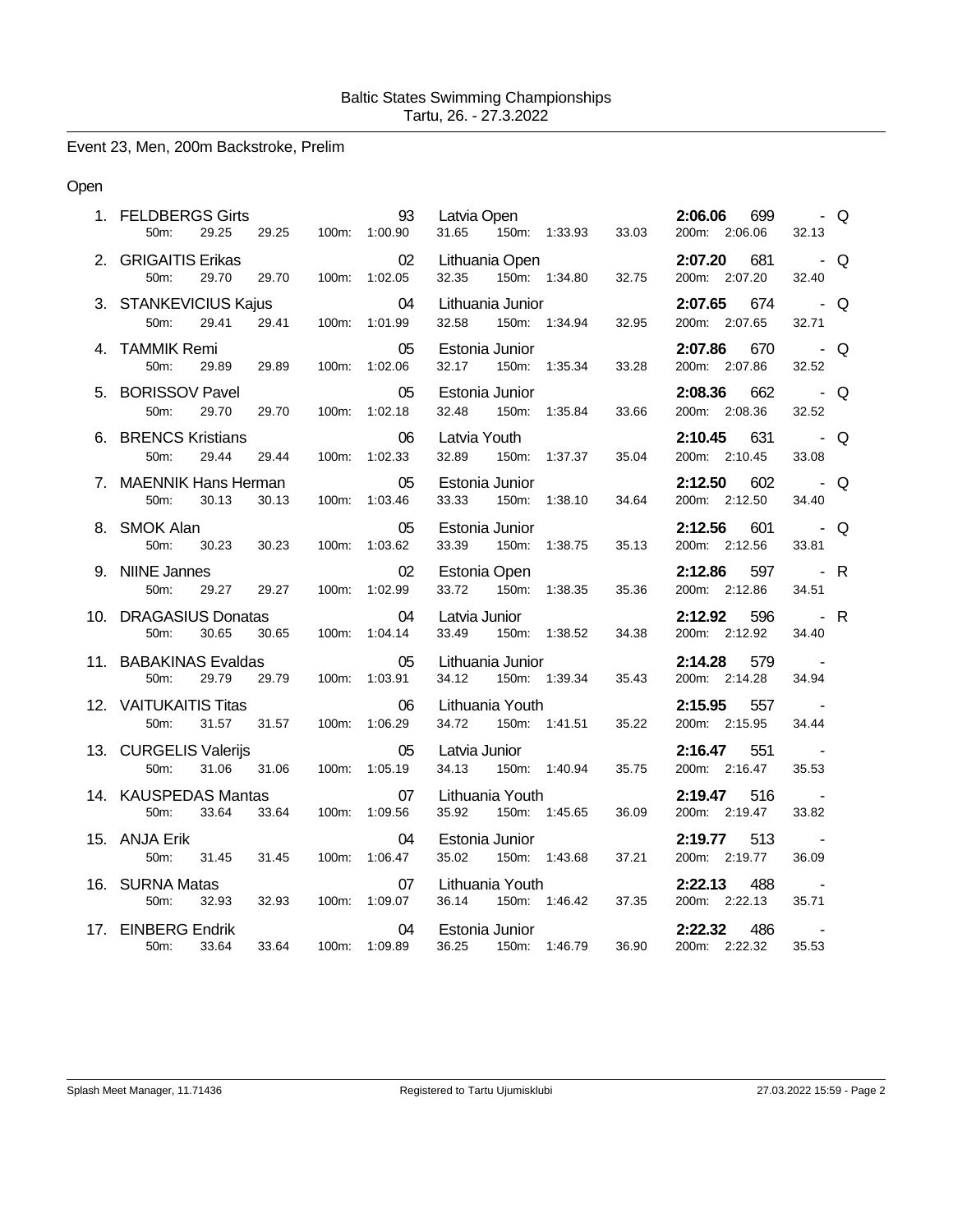Baltic States Swimming Championships
Tartu, 26. - 27.3.2022

## Event 23, Men, 200m Backstroke, Prelim

### Open

| | | | | | | | | | |
|---|---|---|---|---|---|---|---|---|---|
| 1. | FELDBERGS Girts | 93 | Latvia Open | | | 2:06.06 | 699 | - Q | |
| | 50m: 29.25 | 29.25 | 100m: 1:00.90 | 31.65 | 150m: 1:33.93 | 33.03 | 200m: 2:06.06 | 32.13 | |
| 2. | GRIGAITIS Erikas | 02 | Lithuania Open | | | 2:07.20 | 681 | - Q | |
| | 50m: 29.70 | 29.70 | 100m: 1:02.05 | 32.35 | 150m: 1:34.80 | 32.75 | 200m: 2:07.20 | 32.40 | |
| 3. | STANKEVICIUS Kajus | 04 | Lithuania Junior | | | 2:07.65 | 674 | - Q | |
| | 50m: 29.41 | 29.41 | 100m: 1:01.99 | 32.58 | 150m: 1:34.94 | 32.95 | 200m: 2:07.65 | 32.71 | |
| 4. | TAMMIK Remi | 05 | Estonia Junior | | | 2:07.86 | 670 | - Q | |
| | 50m: 29.89 | 29.89 | 100m: 1:02.06 | 32.17 | 150m: 1:35.34 | 33.28 | 200m: 2:07.86 | 32.52 | |
| 5. | BORISSOV Pavel | 05 | Estonia Junior | | | 2:08.36 | 662 | - Q | |
| | 50m: 29.70 | 29.70 | 100m: 1:02.18 | 32.48 | 150m: 1:35.84 | 33.66 | 200m: 2:08.36 | 32.52 | |
| 6. | BRENCS Kristians | 06 | Latvia Youth | | | 2:10.45 | 631 | - Q | |
| | 50m: 29.44 | 29.44 | 100m: 1:02.33 | 32.89 | 150m: 1:37.37 | 35.04 | 200m: 2:10.45 | 33.08 | |
| 7. | MAENNIK Hans Herman | 05 | Estonia Junior | | | 2:12.50 | 602 | - Q | |
| | 50m: 30.13 | 30.13 | 100m: 1:03.46 | 33.33 | 150m: 1:38.10 | 34.64 | 200m: 2:12.50 | 34.40 | |
| 8. | SMOK Alan | 05 | Estonia Junior | | | 2:12.56 | 601 | - Q | |
| | 50m: 30.23 | 30.23 | 100m: 1:03.62 | 33.39 | 150m: 1:38.75 | 35.13 | 200m: 2:12.56 | 33.81 | |
| 9. | NIINE Jannes | 02 | Estonia Open | | | 2:12.86 | 597 | - R | |
| | 50m: 29.27 | 29.27 | 100m: 1:02.99 | 33.72 | 150m: 1:38.35 | 35.36 | 200m: 2:12.86 | 34.51 | |
| 10. | DRAGASIUS Donatas | 04 | Latvia Junior | | | 2:12.92 | 596 | - R | |
| | 50m: 30.65 | 30.65 | 100m: 1:04.14 | 33.49 | 150m: 1:38.52 | 34.38 | 200m: 2:12.92 | 34.40 | |
| 11. | BABAKINAS Evaldas | 05 | Lithuania Junior | | | 2:14.28 | 579 | - | |
| | 50m: 29.79 | 29.79 | 100m: 1:03.91 | 34.12 | 150m: 1:39.34 | 35.43 | 200m: 2:14.28 | 34.94 | |
| 12. | VAITUKAITIS Titas | 06 | Lithuania Youth | | | 2:15.95 | 557 | - | |
| | 50m: 31.57 | 31.57 | 100m: 1:06.29 | 34.72 | 150m: 1:41.51 | 35.22 | 200m: 2:15.95 | 34.44 | |
| 13. | CURGELIS Valerijs | 05 | Latvia Junior | | | 2:16.47 | 551 | - | |
| | 50m: 31.06 | 31.06 | 100m: 1:05.19 | 34.13 | 150m: 1:40.94 | 35.75 | 200m: 2:16.47 | 35.53 | |
| 14. | KAUSPEDAS Mantas | 07 | Lithuania Youth | | | 2:19.47 | 516 | - | |
| | 50m: 33.64 | 33.64 | 100m: 1:09.56 | 35.92 | 150m: 1:45.65 | 36.09 | 200m: 2:19.47 | 33.82 | |
| 15. | ANJA Erik | 04 | Estonia Junior | | | 2:19.77 | 513 | - | |
| | 50m: 31.45 | 31.45 | 100m: 1:06.47 | 35.02 | 150m: 1:43.68 | 37.21 | 200m: 2:19.77 | 36.09 | |
| 16. | SURNA Matas | 07 | Lithuania Youth | | | 2:22.13 | 488 | - | |
| | 50m: 32.93 | 32.93 | 100m: 1:09.07 | 36.14 | 150m: 1:46.42 | 37.35 | 200m: 2:22.13 | 35.71 | |
| 17. | EINBERG Endrik | 04 | Estonia Junior | | | 2:22.32 | 486 | - | |
| | 50m: 33.64 | 33.64 | 100m: 1:09.89 | 36.25 | 150m: 1:46.79 | 36.90 | 200m: 2:22.32 | 35.53 | |

Splash Meet Manager, 11.71436 — Registered to Tartu Ujumisklubi — 27.03.2022 15:59